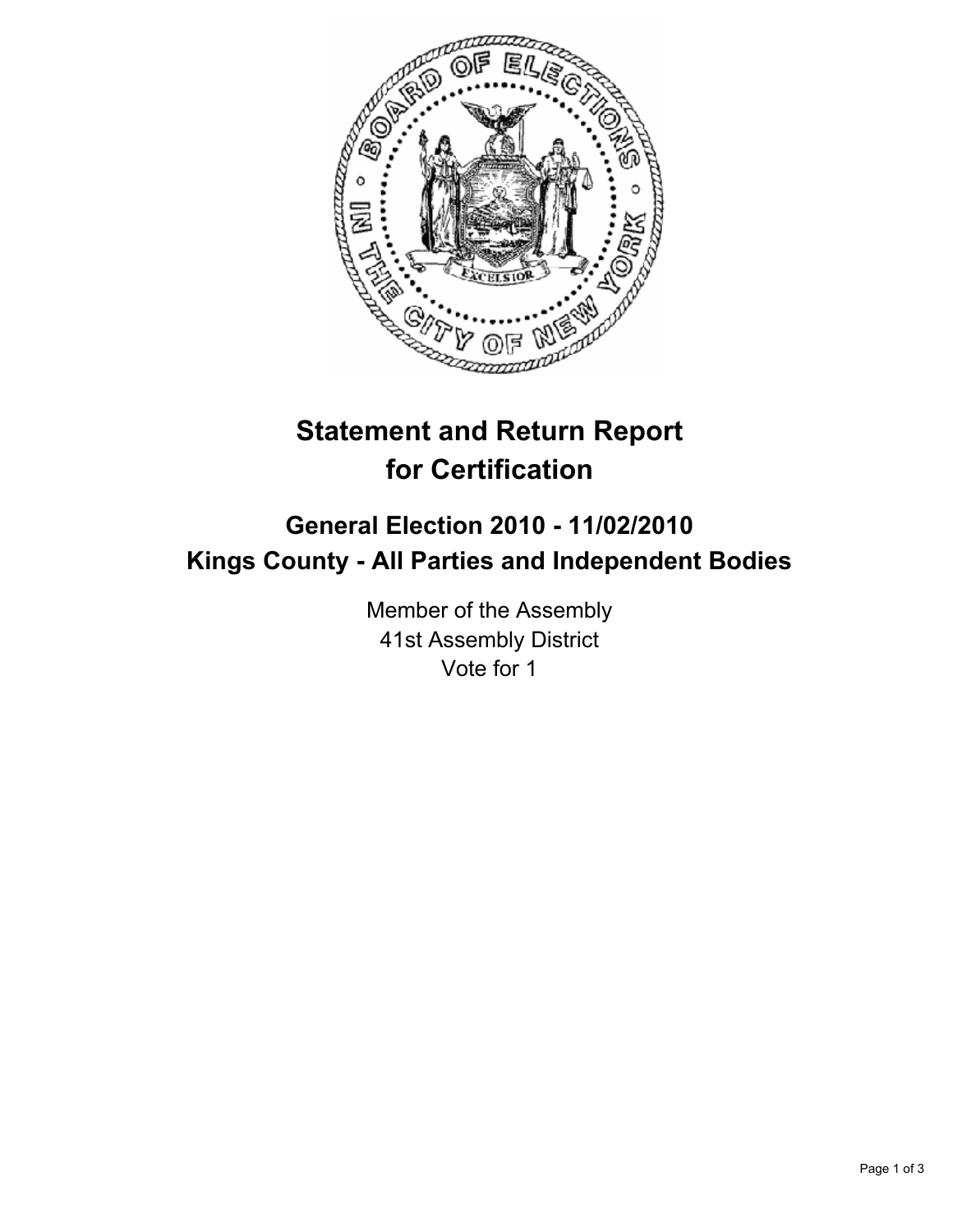# Statement and Return Report for Certification

## General Election 2010 - 11/02/2010
## Kings County - All Parties and Independent Bodies

Member of the Assembly
41st Assembly District
Vote for 1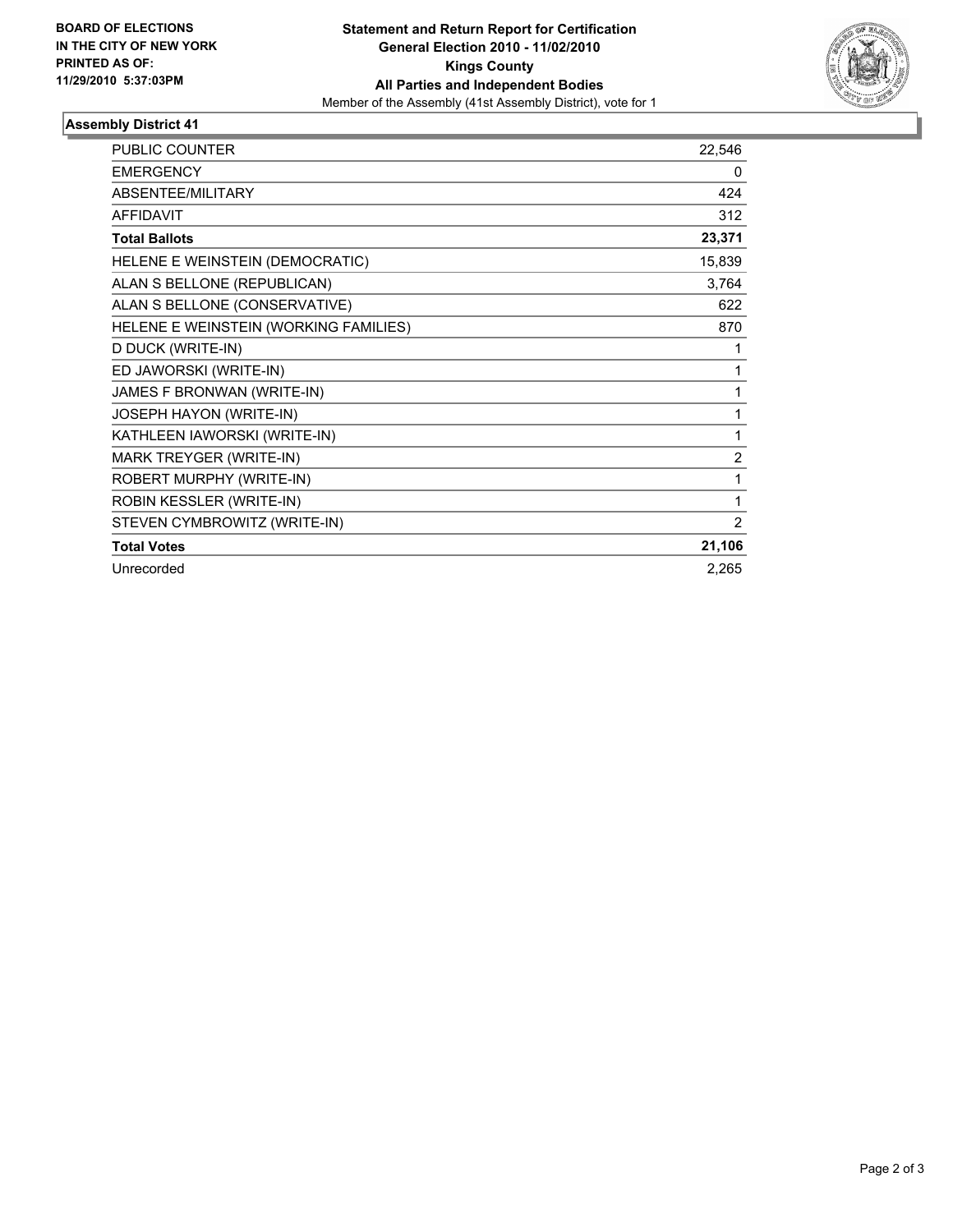**BOARD OF ELECTIONS IN THE CITY OF NEW YORK PRINTED AS OF: 11/29/2010 5:37:03PM**

# Statement and Return Report for Certification
## General Election 2010 - 11/02/2010
## Kings County
## All Parties and Independent Bodies

Member of the Assembly (41st Assembly District), vote for 1

### Assembly District 41

| | |
|---|---|
| PUBLIC COUNTER | 22,546 |
| EMERGENCY | 0 |
| ABSENTEE/MILITARY | 424 |
| AFFIDAVIT | 312 |
| **Total Ballots** | **23,371** |
| HELENE E WEINSTEIN (DEMOCRATIC) | 15,839 |
| ALAN S BELLONE (REPUBLICAN) | 3,764 |
| ALAN S BELLONE (CONSERVATIVE) | 622 |
| HELENE E WEINSTEIN (WORKING FAMILIES) | 870 |
| D DUCK (WRITE-IN) | 1 |
| ED JAWORSKI (WRITE-IN) | 1 |
| JAMES F BRONWAN (WRITE-IN) | 1 |
| JOSEPH HAYON (WRITE-IN) | 1 |
| KATHLEEN IAWORSKI (WRITE-IN) | 1 |
| MARK TREYGER (WRITE-IN) | 2 |
| ROBERT MURPHY (WRITE-IN) | 1 |
| ROBIN KESSLER (WRITE-IN) | 1 |
| STEVEN CYMBROWITZ (WRITE-IN) | 2 |
| **Total Votes** | **21,106** |
| Unrecorded | 2,265 |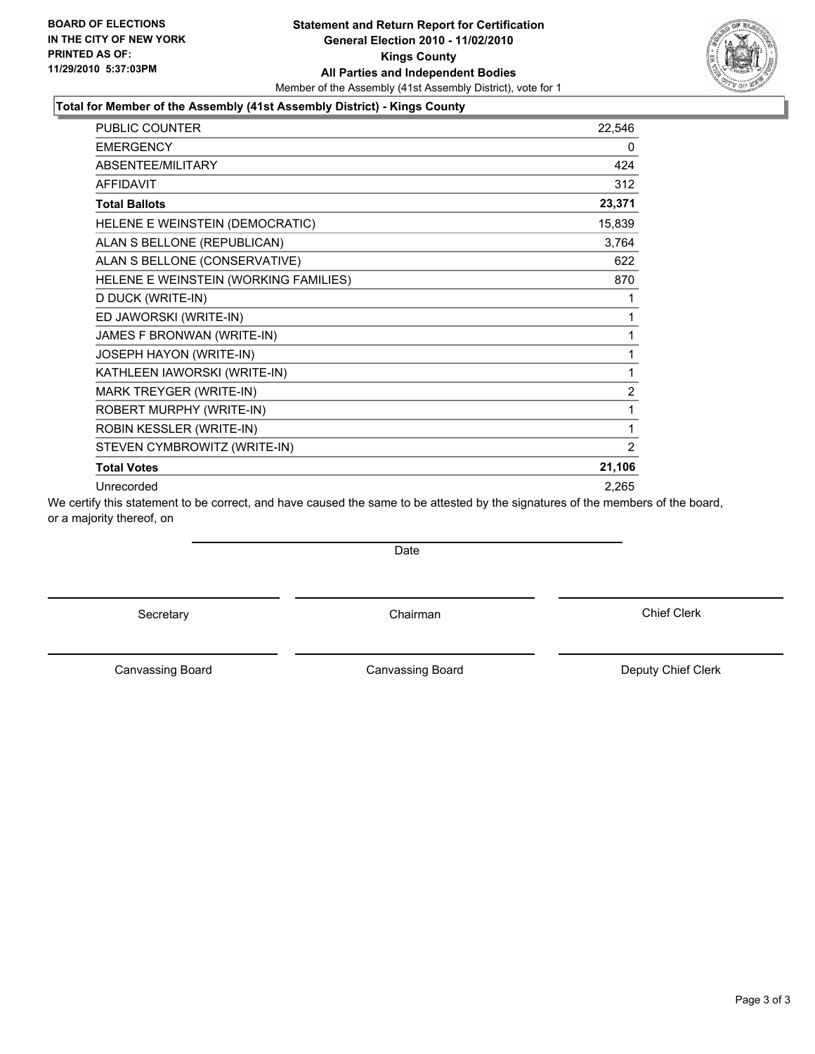**BOARD OF ELECTIONS**
**IN THE CITY OF NEW YORK**
**PRINTED AS OF:**
**11/29/2010 5:37:03PM**

**Statement and Return Report for Certification**
**General Election 2010 - 11/02/2010**
**Kings County**
**All Parties and Independent Bodies**
Member of the Assembly (41st Assembly District), vote for 1

### Total for Member of the Assembly (41st Assembly District) - Kings County

| | |
|---|---|
| PUBLIC COUNTER | 22,546 |
| EMERGENCY | 0 |
| ABSENTEE/MILITARY | 424 |
| AFFIDAVIT | 312 |
| **Total Ballots** | **23,371** |
| HELENE E WEINSTEIN (DEMOCRATIC) | 15,839 |
| ALAN S BELLONE (REPUBLICAN) | 3,764 |
| ALAN S BELLONE (CONSERVATIVE) | 622 |
| HELENE E WEINSTEIN (WORKING FAMILIES) | 870 |
| D DUCK (WRITE-IN) | 1 |
| ED JAWORSKI (WRITE-IN) | 1 |
| JAMES F BRONWAN (WRITE-IN) | 1 |
| JOSEPH HAYON (WRITE-IN) | 1 |
| KATHLEEN IAWORSKI (WRITE-IN) | 1 |
| MARK TREYGER (WRITE-IN) | 2 |
| ROBERT MURPHY (WRITE-IN) | 1 |
| ROBIN KESSLER (WRITE-IN) | 1 |
| STEVEN CYMBROWITZ (WRITE-IN) | 2 |
| **Total Votes** | **21,106** |
| Unrecorded | 2,265 |

We certify this statement to be correct, and have caused the same to be attested by the signatures of the members of the board, or a majority thereof, on

Date

Secretary | Chairman | Chief Clerk

Canvassing Board | Canvassing Board | Deputy Chief Clerk